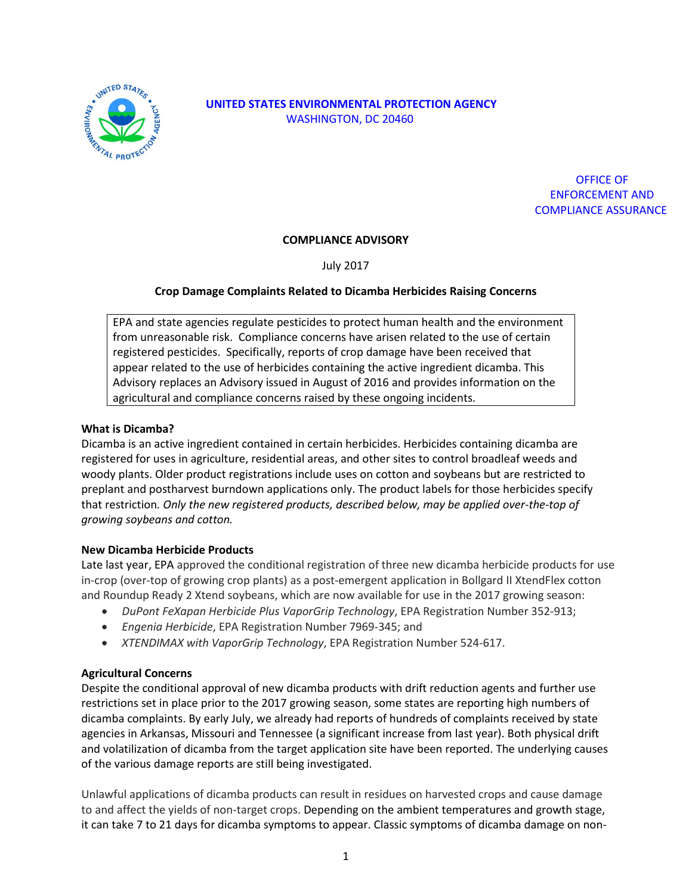UNITED STATES ENVIRONMENTAL PROTECTION AGENCY
WASHINGTON, DC 20460

OFFICE OF ENFORCEMENT AND COMPLIANCE ASSURANCE

## COMPLIANCE ADVISORY

July 2017

### Crop Damage Complaints Related to Dicamba Herbicides Raising Concerns

EPA and state agencies regulate pesticides to protect human health and the environment from unreasonable risk. Compliance concerns have arisen related to the use of certain registered pesticides. Specifically, reports of crop damage have been received that appear related to the use of herbicides containing the active ingredient dicamba. This Advisory replaces an Advisory issued in August of 2016 and provides information on the agricultural and compliance concerns raised by these ongoing incidents.

**What is Dicamba?**

Dicamba is an active ingredient contained in certain herbicides. Herbicides containing dicamba are registered for uses in agriculture, residential areas, and other sites to control broadleaf weeds and woody plants. Older product registrations include uses on cotton and soybeans but are restricted to preplant and postharvest burndown applications only. The product labels for those herbicides specify that restriction. *Only the new registered products, described below, may be applied over-the-top of growing soybeans and cotton.*

**New Dicamba Herbicide Products**

Late last year, EPA approved the conditional registration of three new dicamba herbicide products for use in-crop (over-top of growing crop plants) as a post-emergent application in Bollgard II XtendFlex cotton and Roundup Ready 2 Xtend soybeans, which are now available for use in the 2017 growing season:

- *DuPont FeXapan Herbicide Plus VaporGrip Technology*, EPA Registration Number 352-913;
- *Engenia Herbicide*, EPA Registration Number 7969-345; and
- *XTENDIMAX with VaporGrip Technology*, EPA Registration Number 524-617.

**Agricultural Concerns**

Despite the conditional approval of new dicamba products with drift reduction agents and further use restrictions set in place prior to the 2017 growing season, some states are reporting high numbers of dicamba complaints. By early July, we already had reports of hundreds of complaints received by state agencies in Arkansas, Missouri and Tennessee (a significant increase from last year). Both physical drift and volatilization of dicamba from the target application site have been reported. The underlying causes of the various damage reports are still being investigated.

Unlawful applications of dicamba products can result in residues on harvested crops and cause damage to and affect the yields of non-target crops. Depending on the ambient temperatures and growth stage, it can take 7 to 21 days for dicamba symptoms to appear. Classic symptoms of dicamba damage on non-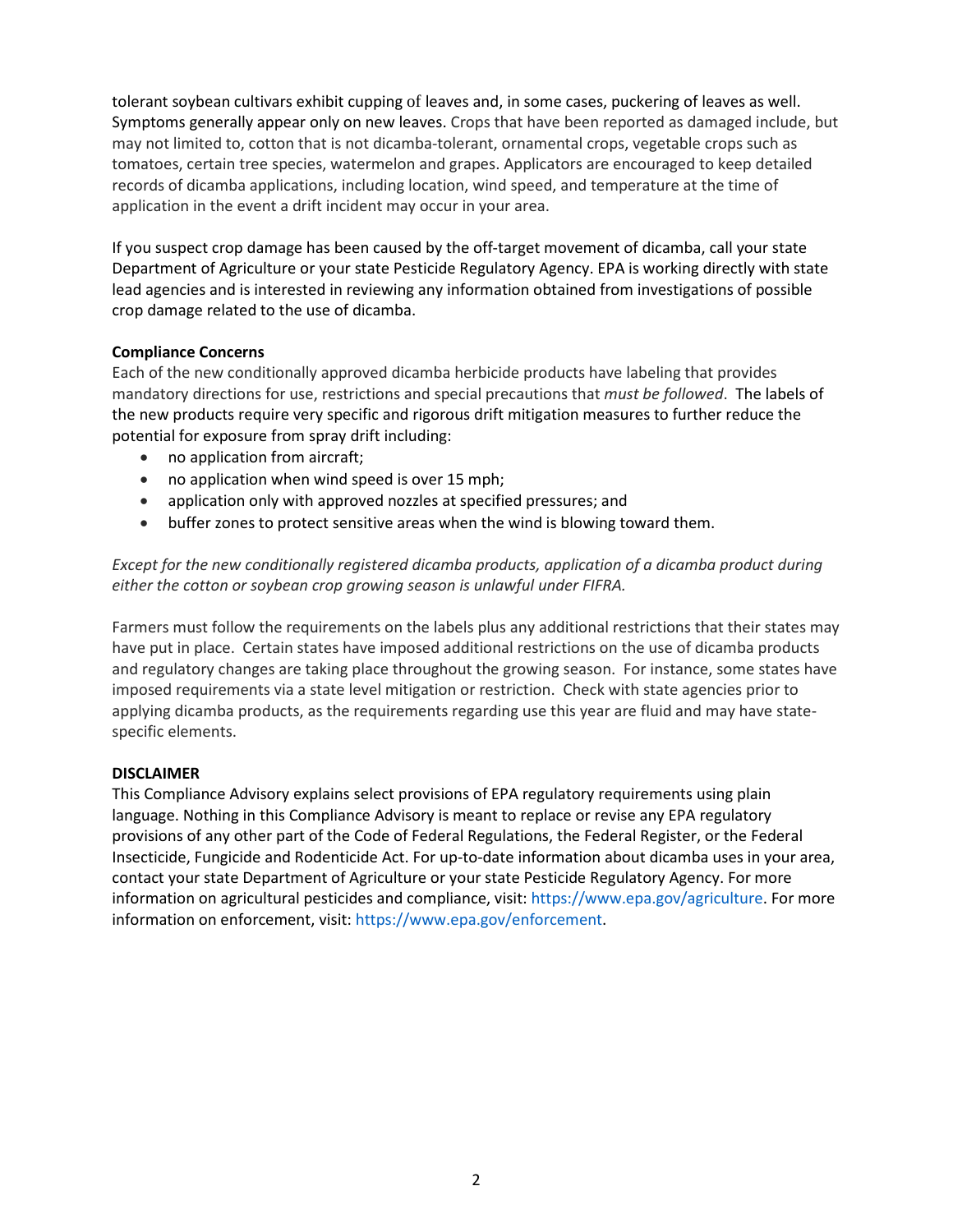tolerant soybean cultivars exhibit cupping of leaves and, in some cases, puckering of leaves as well. Symptoms generally appear only on new leaves. Crops that have been reported as damaged include, but may not limited to, cotton that is not dicamba-tolerant, ornamental crops, vegetable crops such as tomatoes, certain tree species, watermelon and grapes. Applicators are encouraged to keep detailed records of dicamba applications, including location, wind speed, and temperature at the time of application in the event a drift incident may occur in your area.

If you suspect crop damage has been caused by the off-target movement of dicamba, call your state Department of Agriculture or your state Pesticide Regulatory Agency. EPA is working directly with state lead agencies and is interested in reviewing any information obtained from investigations of possible crop damage related to the use of dicamba.

**Compliance Concerns**

Each of the new conditionally approved dicamba herbicide products have labeling that provides mandatory directions for use, restrictions and special precautions that *must be followed*. The labels of the new products require very specific and rigorous drift mitigation measures to further reduce the potential for exposure from spray drift including:

- no application from aircraft;
- no application when wind speed is over 15 mph;
- application only with approved nozzles at specified pressures; and
- buffer zones to protect sensitive areas when the wind is blowing toward them.

*Except for the new conditionally registered dicamba products, application of a dicamba product during either the cotton or soybean crop growing season is unlawful under FIFRA.*

Farmers must follow the requirements on the labels plus any additional restrictions that their states may have put in place. Certain states have imposed additional restrictions on the use of dicamba products and regulatory changes are taking place throughout the growing season. For instance, some states have imposed requirements via a state level mitigation or restriction. Check with state agencies prior to applying dicamba products, as the requirements regarding use this year are fluid and may have state-specific elements.

**DISCLAIMER**

This Compliance Advisory explains select provisions of EPA regulatory requirements using plain language. Nothing in this Compliance Advisory is meant to replace or revise any EPA regulatory provisions of any other part of the Code of Federal Regulations, the Federal Register, or the Federal Insecticide, Fungicide and Rodenticide Act. For up-to-date information about dicamba uses in your area, contact your state Department of Agriculture or your state Pesticide Regulatory Agency. For more information on agricultural pesticides and compliance, visit: https://www.epa.gov/agriculture. For more information on enforcement, visit: https://www.epa.gov/enforcement.